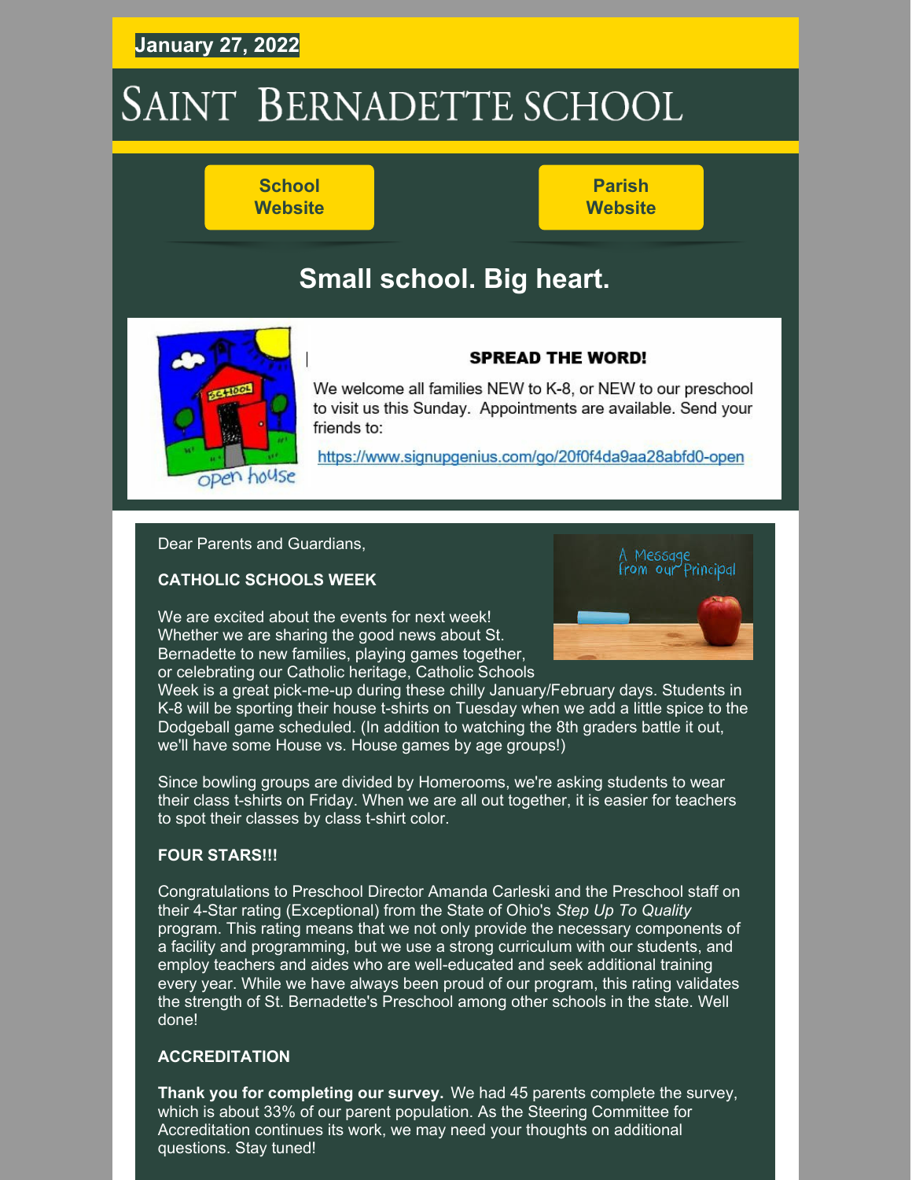January 27, 2022

# SAINT BERNADETTE SCHOOL

School Website

Parish Website

## Small school. Big heart.

**SPREAD THE WORD!**

We welcome all families NEW to K-8, or NEW to our preschool to visit us this Sunday. Appointments are available. Send your friends to:

https://www.signupgenius.com/go/20f0f4da9aa28abfd0-open

Dear Parents and Guardians,

**CATHOLIC SCHOOLS WEEK**

We are excited about the events for next week! Whether we are sharing the good news about St. Bernadette to new families, playing games together, or celebrating our Catholic heritage, Catholic Schools Week is a great pick-me-up during these chilly January/February days. Students in K-8 will be sporting their house t-shirts on Tuesday when we add a little spice to the Dodgeball game scheduled. (In addition to watching the 8th graders battle it out, we'll have some House vs. House games by age groups!)

Since bowling groups are divided by Homerooms, we're asking students to wear their class t-shirts on Friday. When we are all out together, it is easier for teachers to spot their classes by class t-shirt color.

**FOUR STARS!!!**

Congratulations to Preschool Director Amanda Carleski and the Preschool staff on their 4-Star rating (Exceptional) from the State of Ohio's *Step Up To Quality* program. This rating means that we not only provide the necessary components of a facility and programming, but we use a strong curriculum with our students, and employ teachers and aides who are well-educated and seek additional training every year. While we have always been proud of our program, this rating validates the strength of St. Bernadette's Preschool among other schools in the state. Well done!

**ACCREDITATION**

**Thank you for completing our survey.** We had 45 parents complete the survey, which is about 33% of our parent population. As the Steering Committee for Accreditation continues its work, we may need your thoughts on additional questions. Stay tuned!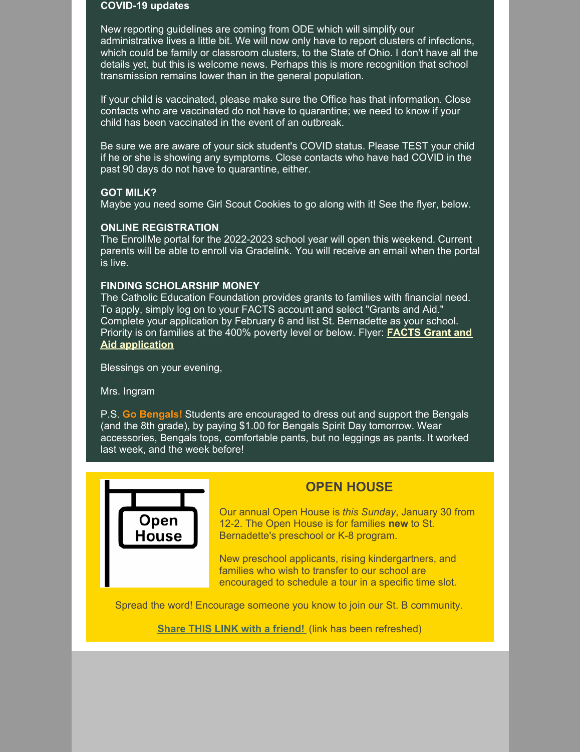**COVID-19 updates**

New reporting guidelines are coming from ODE which will simplify our administrative lives a little bit. We will now only have to report clusters of infections, which could be family or classroom clusters, to the State of Ohio. I don't have all the details yet, but this is welcome news. Perhaps this is more recognition that school transmission remains lower than in the general population.

If your child is vaccinated, please make sure the Office has that information. Close contacts who are vaccinated do not have to quarantine; we need to know if your child has been vaccinated in the event of an outbreak.

Be sure we are aware of your sick student's COVID status. Please TEST your child if he or she is showing any symptoms. Close contacts who have had COVID in the past 90 days do not have to quarantine, either.

**GOT MILK?**
Maybe you need some Girl Scout Cookies to go along with it! See the flyer, below.

**ONLINE REGISTRATION**
The EnrollMe portal for the 2022-2023 school year will open this weekend. Current parents will be able to enroll via Gradelink. You will receive an email when the portal is live.

**FINDING SCHOLARSHIP MONEY**
The Catholic Education Foundation provides grants to families with financial need. To apply, simply log on to your FACTS account and select "Grants and Aid." Complete your application by February 6 and list St. Bernadette as your school. Priority is on families at the 400% poverty level or below. Flyer: **FACTS Grant and Aid application**

Blessings on your evening,

Mrs. Ingram

P.S. **Go Bengals!** Students are encouraged to dress out and support the Bengals (and the 8th grade), by paying $1.00 for Bengals Spirit Day tomorrow. Wear accessories, Bengals tops, comfortable pants, but no leggings as pants. It worked last week, and the week before!

## OPEN HOUSE

Our annual Open House is *this Sunday*, January 30 from 12-2. The Open House is for families **new** to St. Bernadette's preschool or K-8 program.

New preschool applicants, rising kindergartners, and families who wish to transfer to our school are encouraged to schedule a tour in a specific time slot.

Spread the word! Encourage someone you know to join our St. B community.

**Share THIS LINK with a friend!** (link has been refreshed)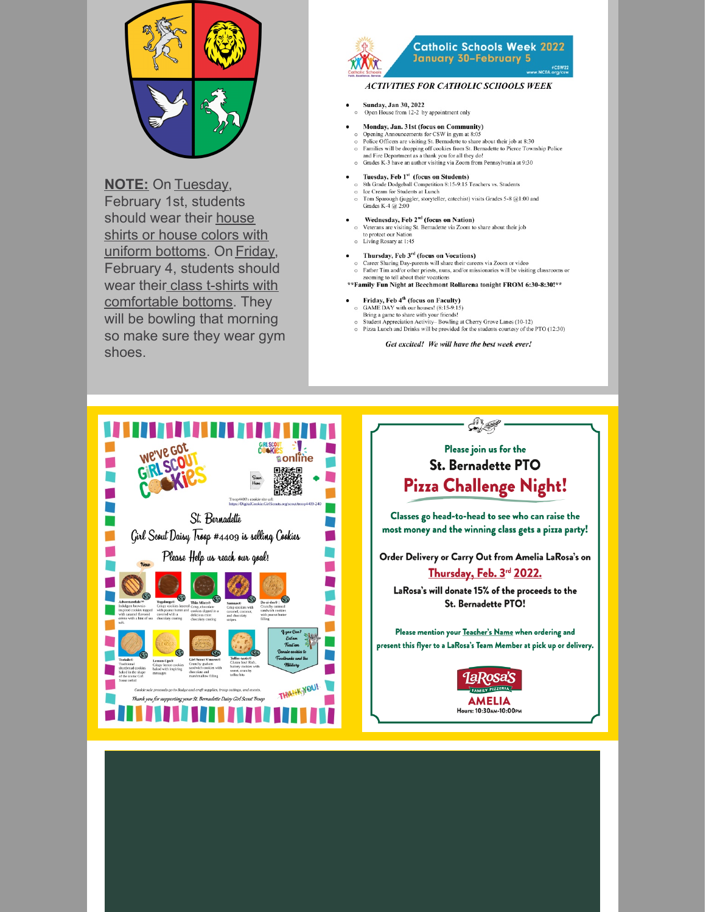**NOTE:** On Tuesday, February 1st, students should wear their house shirts or house colors with uniform bottoms. On Friday, February 4, students should wear their class t-shirts with comfortable bottoms. They will be bowling that morning so make sure they wear gym shoes.

## Catholic Schools Week 2022
January 30–February 5

#CSW22
www.NCEA.org/csw

### ACTIVITIES FOR CATHOLIC SCHOOLS WEEK

- **Sunday, Jan 30, 2022**
  - Open House from 12-2 by appointment only
- **Monday, Jan. 31st (focus on Community)**
  - Opening Announcements for CSW in gym at 8:05
  - Police Officers are visiting St. Bernadette to share about their job at 8:30
  - Families will be dropping off cookies from St. Bernadette to Pierce Township Police and Fire Department as a thank you for all they do!
  - Grades K-3 have an author visiting via Zoom from Pennsylvania at 9:30
- **Tuesday, Feb 1st (focus on Students)**
  - 8th Grade Dodgeball Competition 8:15-9:15 Teachers vs. Students
  - Ice Cream for Students at Lunch
  - Tom Sparough (juggler, storyteller, catechist) visits Grades 5-8 @1:00 and Grades K-4 @ 2:00
- **Wednesday, Feb 2nd (focus on Nation)**
  - Veterans are visiting St. Bernadette via Zoom to share about their job to protect our Nation
  - Living Rosary at 1:45
- **Thursday, Feb 3rd (focus on Vocations)**
  - Career Sharing Day-parents will share their careers via Zoom or video
  - Father Tim and/or other priests, nuns, and/or missionaries will be visiting classrooms or zooming to tell about their vocations

****Family Fun Night at Beechmont Rollarena tonight FROM 6:30-8:30!****

- **Friday, Feb 4th (focus on Faculty)**
  - GAME DAY with our houses! (8:15-9:15)
    Bring a game to share with your friends!
  - Student Appreciation Activity– Bowling at Cherry Grove Lanes (10-12)
  - Pizza Lunch and Drinks will be provided for the students courtesy of the PTO (12:30)

*Get excited! We will have the best week ever!*

## We've Got Girl Scout Cookies!

Girl Scout Cookies online — Scan Here

Troop4409's cookie site url:
https://DigitalCookie.GirlScouts.org/scout/troop4409-240

St. Bernadette

Girl Scout Daisy Troop #4409 is selling Cookies

Please Help us reach our goal!

- New — Adventurefuls™ — Indulgent brownie-inspired cookies topped with caramel flavored crème with a hint of sea salt. ($5)
- Tagalongs® — Crispy cookies layered with peanut butter and covered with a chocolatey coating ($5)
- Thin Mints® — Crisp, chocolate cookies dipped in a delicious mint chocolaty coating ($5)
- Samoas® — Crisp cookies with caramel, coconut, and chocolaty stripes ($5)
- Do-si-dos® — Crunchy oatmeal sandwich cookies with peanut butter filling ($5)
- Trefoils® — Traditional shortbread cookies baked in the shape of the iconic Girl Scout trefoil ($5)
- Lemon-Ups® — Crispy lemon cookies baked with inspiring messages ($5)
- Girl Scout S'mores® — Crunchy graham sandwich cookies with chocolate and marshmallow filling ($6)
- Toffee-tastic® — Gluten free! Rich, buttery cookies with sweet, crunchy toffee bits ($6)

If you Can't Eat em Treat em — Donate cookies to Foodbanks and the Military

Cookie sale proceeds go to Badge and craft supplies, troop outings, and events.

Thank you for supporting your St. Bernadette Daisy Girl Scout Troop

THANK YOU!

Please join us for the

## St. Bernadette PTO Pizza Challenge Night!

Classes go head-to-head to see who can raise the most money and the winning class gets a pizza party!

Order Delivery or Carry Out from Amelia LaRosa's on Thursday, Feb. 3rd 2022.

LaRosa's will donate 15% of the proceeds to the St. Bernadette PTO!

Please mention your Teacher's Name when ordering and present this flyer to a LaRosa's Team Member at pick up or delivery.

LaRosa's Family Pizzeria
AMELIA
Hours: 10:30AM-10:00PM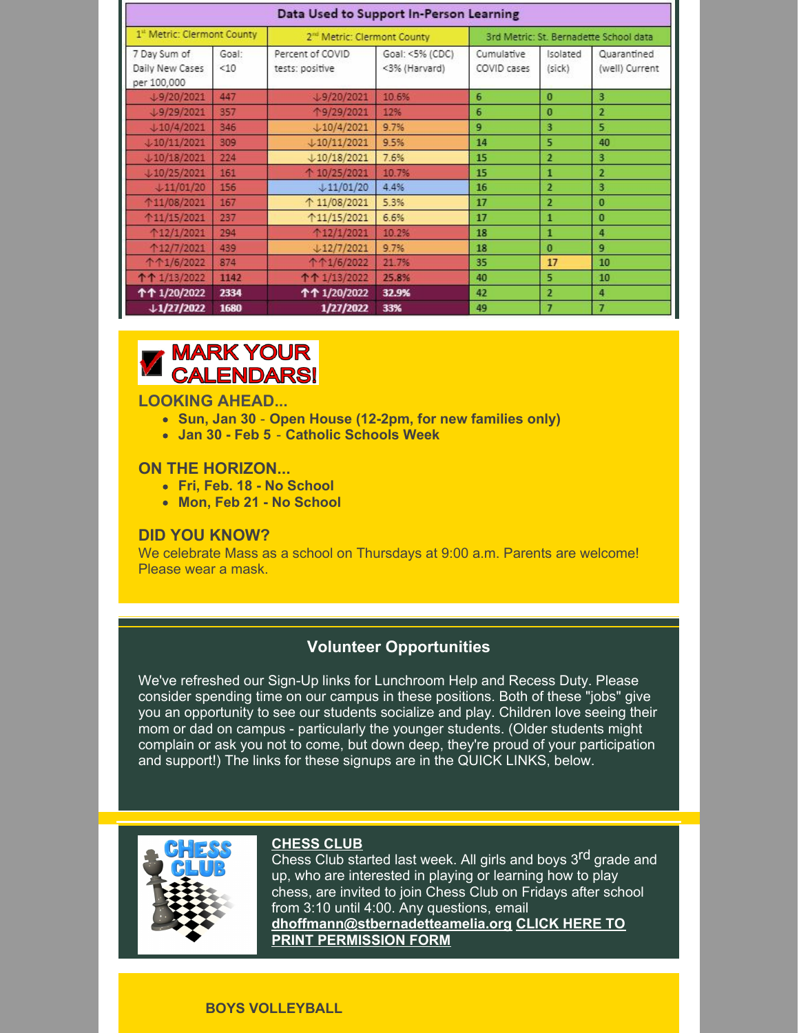| Data Used to Support In-Person Learning | | | | | | |
|---|---|---|---|---|---|---|
| 1st Metric: Clermont County | | 2nd Metric: Clermont County | | 3rd Metric: St. Bernadette School data | | |
| 7 Day Sum of Daily New Cases per 100,000 | Goal: <10 | Percent of COVID tests: positive | Goal: <5% (CDC) <3% (Harvard) | Cumulative COVID cases | Isolated (sick) | Quarantined (well) Current |
| ↓9/20/2021 | 447 | ↓9/20/2021 | 10.6% | 6 | 0 | 3 |
| ↓9/29/2021 | 357 | ↑9/29/2021 | 12% | 6 | 0 | 2 |
| ↓10/4/2021 | 346 | ↓10/4/2021 | 9.7% | 9 | 3 | 5 |
| ↓10/11/2021 | 309 | ↓10/11/2021 | 9.5% | 14 | 5 | 40 |
| ↓10/18/2021 | 224 | ↓10/18/2021 | 7.6% | 15 | 2 | 3 |
| ↓10/25/2021 | 161 | ↑ 10/25/2021 | 10.7% | 15 | 1 | 2 |
| ↓11/01/20 | 156 | ↓11/01/20 | 4.4% | 16 | 2 | 3 |
| ↑11/08/2021 | 167 | ↑ 11/08/2021 | 5.3% | 17 | 2 | 0 |
| ↑11/15/2021 | 237 | ↑11/15/2021 | 6.6% | 17 | 1 | 0 |
| ↑12/1/2021 | 294 | ↑12/1/2021 | 10.2% | 18 | 1 | 4 |
| ↑12/7/2021 | 439 | ↓12/7/2021 | 9.7% | 18 | 0 | 9 |
| ↑↑1/6/2022 | 874 | ↑↑1/6/2022 | 21.7% | 35 | 17 | 10 |
| ↑↑ 1/13/2022 | 1142 | ↑↑ 1/13/2022 | 25.8% | 40 | 5 | 10 |
| ↑↑ 1/20/2022 | 2334 | ↑↑ 1/20/2022 | 32.9% | 42 | 2 | 4 |
| ↓1/27/2022 | 1680 | 1/27/2022 | 33% | 49 | 7 | 7 |

## MARK YOUR CALENDARS!

### LOOKING AHEAD...

- **Sun, Jan 30** - **Open House (12-2pm, for new families only)**
- **Jan 30 - Feb 5** - **Catholic Schools Week**

### ON THE HORIZON...

- **Fri, Feb. 18 - No School**
- **Mon, Feb 21 - No School**

### DID YOU KNOW?

We celebrate Mass as a school on Thursdays at 9:00 a.m. Parents are welcome! Please wear a mask.

## Volunteer Opportunities

We've refreshed our Sign-Up links for Lunchroom Help and Recess Duty. Please consider spending time on our campus in these positions. Both of these "jobs" give you an opportunity to see our students socialize and play. Children love seeing their mom or dad on campus - particularly the younger students. (Older students might complain or ask you not to come, but down deep, they're proud of your participation and support!) The links for these signups are in the QUICK LINKS, below.

## CHESS CLUB

Chess Club started last week. All girls and boys 3rd grade and up, who are interested in playing or learning how to play chess, are invited to join Chess Club on Fridays after school from 3:10 until 4:00. Any questions, email **dhoffmann@stbernadetteamelia.org** **CLICK HERE TO PRINT PERMISSION FORM**

## BOYS VOLLEYBALL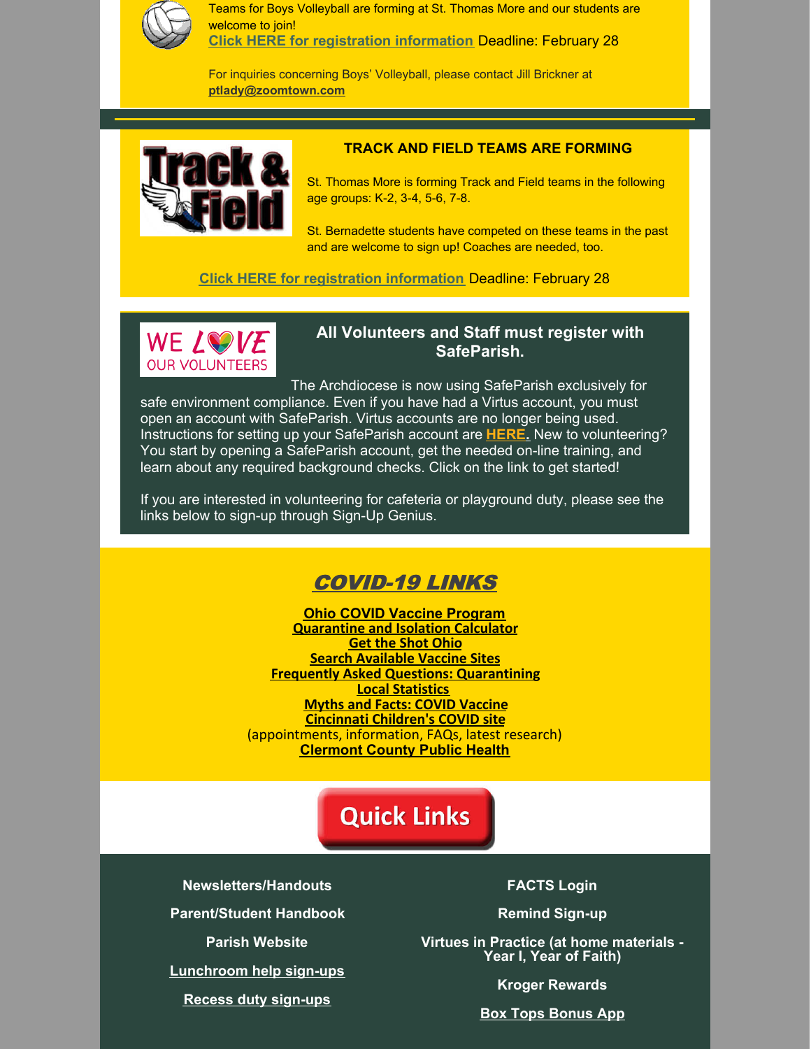Teams for Boys Volleyball are forming at St. Thomas More and our students are welcome to join!

**Click HERE for registration information** Deadline: February 28

For inquiries concerning Boys' Volleyball, please contact Jill Brickner at **ptlady@zoomtown.com**

### TRACK AND FIELD TEAMS ARE FORMING

St. Thomas More is forming Track and Field teams in the following age groups: K-2, 3-4, 5-6, 7-8.

St. Bernadette students have competed on these teams in the past and are welcome to sign up! Coaches are needed, too.

**Click HERE for registration information** Deadline: February 28

### All Volunteers and Staff must register with SafeParish.

The Archdiocese is now using SafeParish exclusively for safe environment compliance. Even if you have had a Virtus account, you must open an account with SafeParish. Virtus accounts are no longer being used. Instructions for setting up your SafeParish account are **HERE.** New to volunteering? You start by opening a SafeParish account, get the needed on-line training, and learn about any required background checks. Click on the link to get started!

If you are interested in volunteering for cafeteria or playground duty, please see the links below to sign-up through Sign-Up Genius.

## *COVID-19 LINKS*

**Ohio COVID Vaccine Program**
**Quarantine and Isolation Calculator**
**Get the Shot Ohio**
**Search Available Vaccine Sites**
**Frequently Asked Questions: Quarantining**
**Local Statistics**
**Myths and Facts: COVID Vaccine**
**Cincinnati Children's COVID site**
(appointments, information, FAQs, latest research)
**Clermont County Public Health**

## Quick Links

**Newsletters/Handouts**

**Parent/Student Handbook**

**Parish Website**

**Lunchroom help sign-ups**

**Recess duty sign-ups**

**FACTS Login**

**Remind Sign-up**

**Virtues in Practice (at home materials - Year I, Year of Faith)**

**Kroger Rewards**

**Box Tops Bonus App**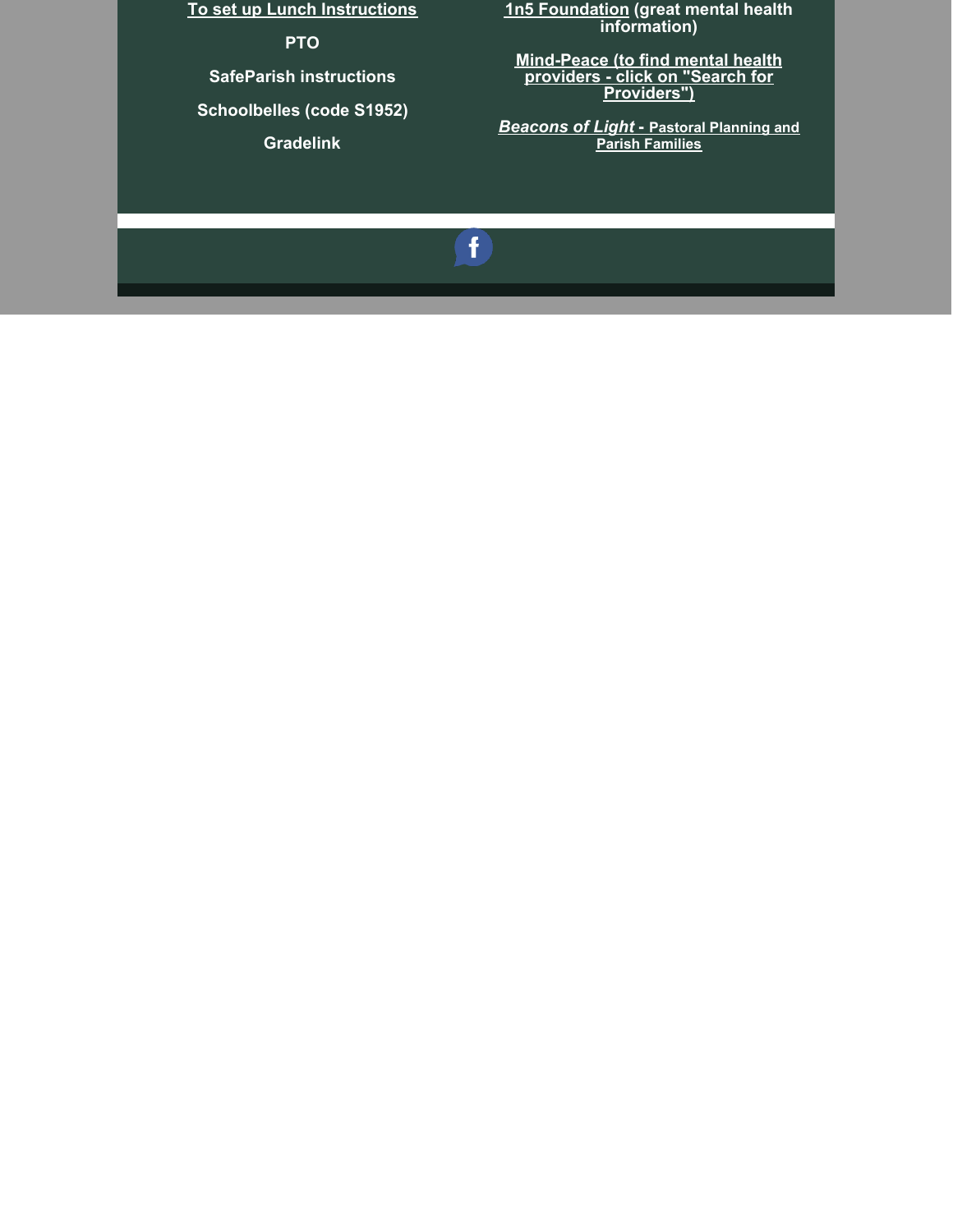To set up Lunch Instructions

PTO

SafeParish instructions

Schoolbelles (code S1952)

Gradelink

1n5 Foundation (great mental health information)

Mind-Peace (to find mental health providers - click on "Search for Providers")

*Beacons of Light* - Pastoral Planning and Parish Families